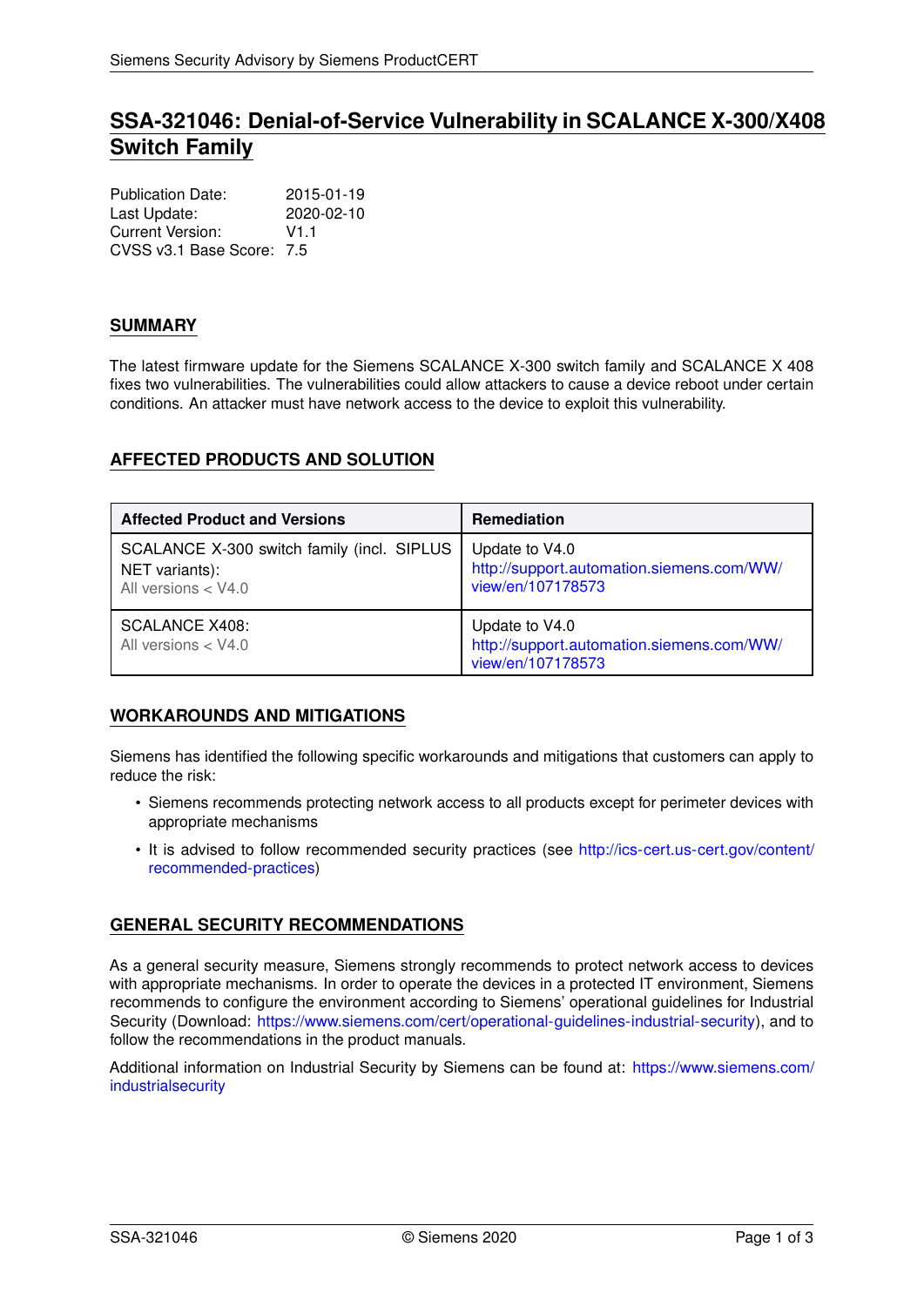# SSA-321046: Denial-of-Service Vulnerability in SCALANCE X-300/X408 Switch Family

Publication Date: 2015-01-19
Last Update: 2020-02-10
Current Version: V1.1
CVSS v3.1 Base Score: 7.5

## SUMMARY

The latest firmware update for the Siemens SCALANCE X-300 switch family and SCALANCE X 408 fixes two vulnerabilities. The vulnerabilities could allow attackers to cause a device reboot under certain conditions. An attacker must have network access to the device to exploit this vulnerability.

## AFFECTED PRODUCTS AND SOLUTION

| Affected Product and Versions | Remediation |
| --- | --- |
| SCALANCE X-300 switch family (incl. SIPLUS NET variants): All versions < V4.0 | Update to V4.0 http://support.automation.siemens.com/WW/view/en/107178573 |
| SCALANCE X408: All versions < V4.0 | Update to V4.0 http://support.automation.siemens.com/WW/view/en/107178573 |

## WORKAROUNDS AND MITIGATIONS

Siemens has identified the following specific workarounds and mitigations that customers can apply to reduce the risk:

- Siemens recommends protecting network access to all products except for perimeter devices with appropriate mechanisms
- It is advised to follow recommended security practices (see http://ics-cert.us-cert.gov/content/recommended-practices)

## GENERAL SECURITY RECOMMENDATIONS

As a general security measure, Siemens strongly recommends to protect network access to devices with appropriate mechanisms. In order to operate the devices in a protected IT environment, Siemens recommends to configure the environment according to Siemens' operational guidelines for Industrial Security (Download: https://www.siemens.com/cert/operational-guidelines-industrial-security), and to follow the recommendations in the product manuals.

Additional information on Industrial Security by Siemens can be found at: https://www.siemens.com/industrialsecurity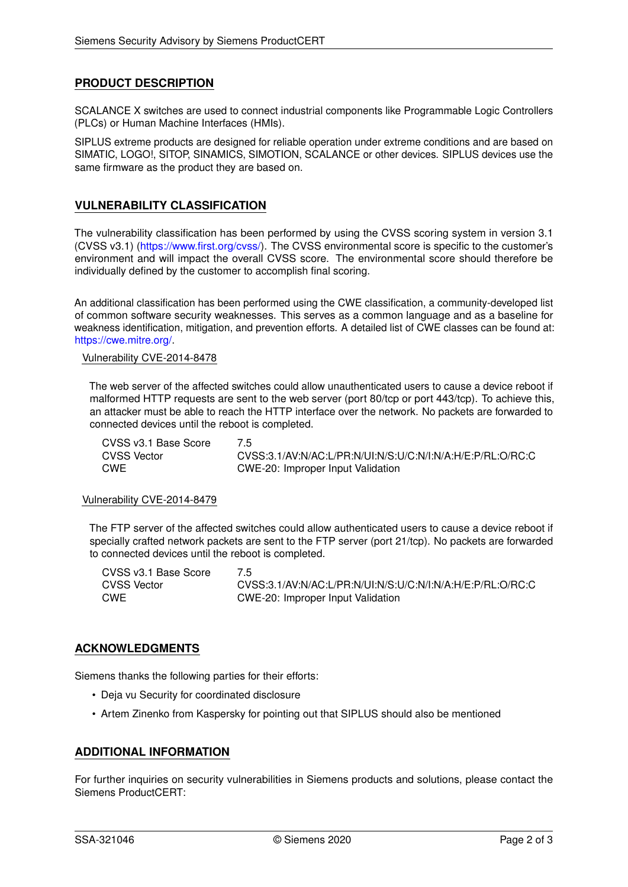## PRODUCT DESCRIPTION

SCALANCE X switches are used to connect industrial components like Programmable Logic Controllers (PLCs) or Human Machine Interfaces (HMIs).

SIPLUS extreme products are designed for reliable operation under extreme conditions and are based on SIMATIC, LOGO!, SITOP, SINAMICS, SIMOTION, SCALANCE or other devices. SIPLUS devices use the same firmware as the product they are based on.

## VULNERABILITY CLASSIFICATION

The vulnerability classification has been performed by using the CVSS scoring system in version 3.1 (CVSS v3.1) (https://www.first.org/cvss/). The CVSS environmental score is specific to the customer's environment and will impact the overall CVSS score. The environmental score should therefore be individually defined by the customer to accomplish final scoring.

An additional classification has been performed using the CWE classification, a community-developed list of common software security weaknesses. This serves as a common language and as a baseline for weakness identification, mitigation, and prevention efforts. A detailed list of CWE classes can be found at: https://cwe.mitre.org/.

### Vulnerability CVE-2014-8478

The web server of the affected switches could allow unauthenticated users to cause a device reboot if malformed HTTP requests are sent to the web server (port 80/tcp or port 443/tcp). To achieve this, an attacker must be able to reach the HTTP interface over the network. No packets are forwarded to connected devices until the reboot is completed.

| | |
|---|---|
| CVSS v3.1 Base Score | 7.5 |
| CVSS Vector | CVSS:3.1/AV:N/AC:L/PR:N/UI:N/S:U/C:N/I:N/A:H/E:P/RL:O/RC:C |
| CWE | CWE-20: Improper Input Validation |

### Vulnerability CVE-2014-8479

The FTP server of the affected switches could allow authenticated users to cause a device reboot if specially crafted network packets are sent to the FTP server (port 21/tcp). No packets are forwarded to connected devices until the reboot is completed.

| | |
|---|---|
| CVSS v3.1 Base Score | 7.5 |
| CVSS Vector | CVSS:3.1/AV:N/AC:L/PR:N/UI:N/S:U/C:N/I:N/A:H/E:P/RL:O/RC:C |
| CWE | CWE-20: Improper Input Validation |

## ACKNOWLEDGMENTS

Siemens thanks the following parties for their efforts:

- Deja vu Security for coordinated disclosure
- Artem Zinenko from Kaspersky for pointing out that SIPLUS should also be mentioned

## ADDITIONAL INFORMATION

For further inquiries on security vulnerabilities in Siemens products and solutions, please contact the Siemens ProductCERT: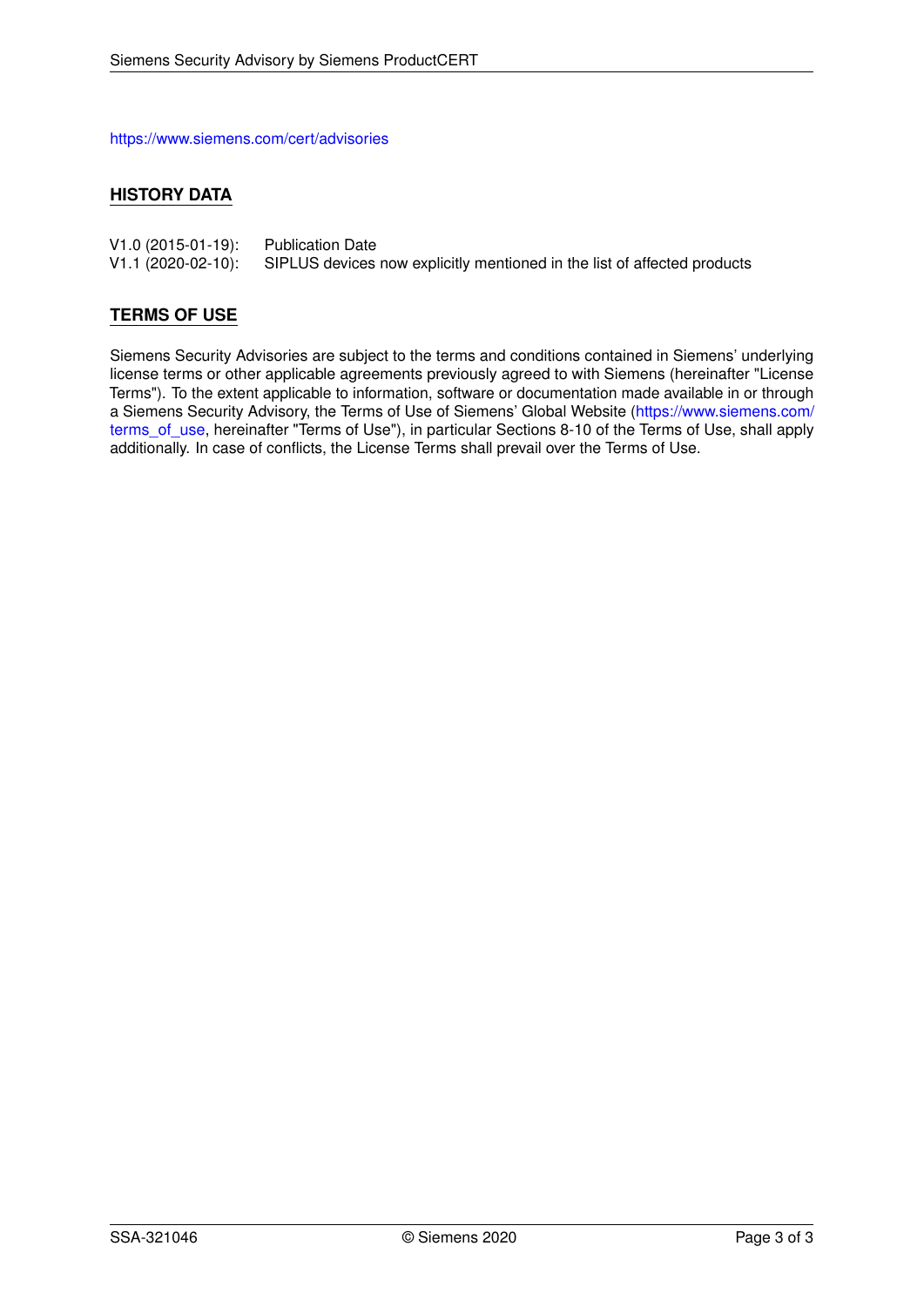https://www.siemens.com/cert/advisories

## HISTORY DATA

| | |
|---|---|
| V1.0 (2015-01-19): | Publication Date |
| V1.1 (2020-02-10): | SIPLUS devices now explicitly mentioned in the list of affected products |

## TERMS OF USE

Siemens Security Advisories are subject to the terms and conditions contained in Siemens' underlying license terms or other applicable agreements previously agreed to with Siemens (hereinafter "License Terms"). To the extent applicable to information, software or documentation made available in or through a Siemens Security Advisory, the Terms of Use of Siemens' Global Website (https://www.siemens.com/terms_of_use, hereinafter "Terms of Use"), in particular Sections 8-10 of the Terms of Use, shall apply additionally. In case of conflicts, the License Terms shall prevail over the Terms of Use.